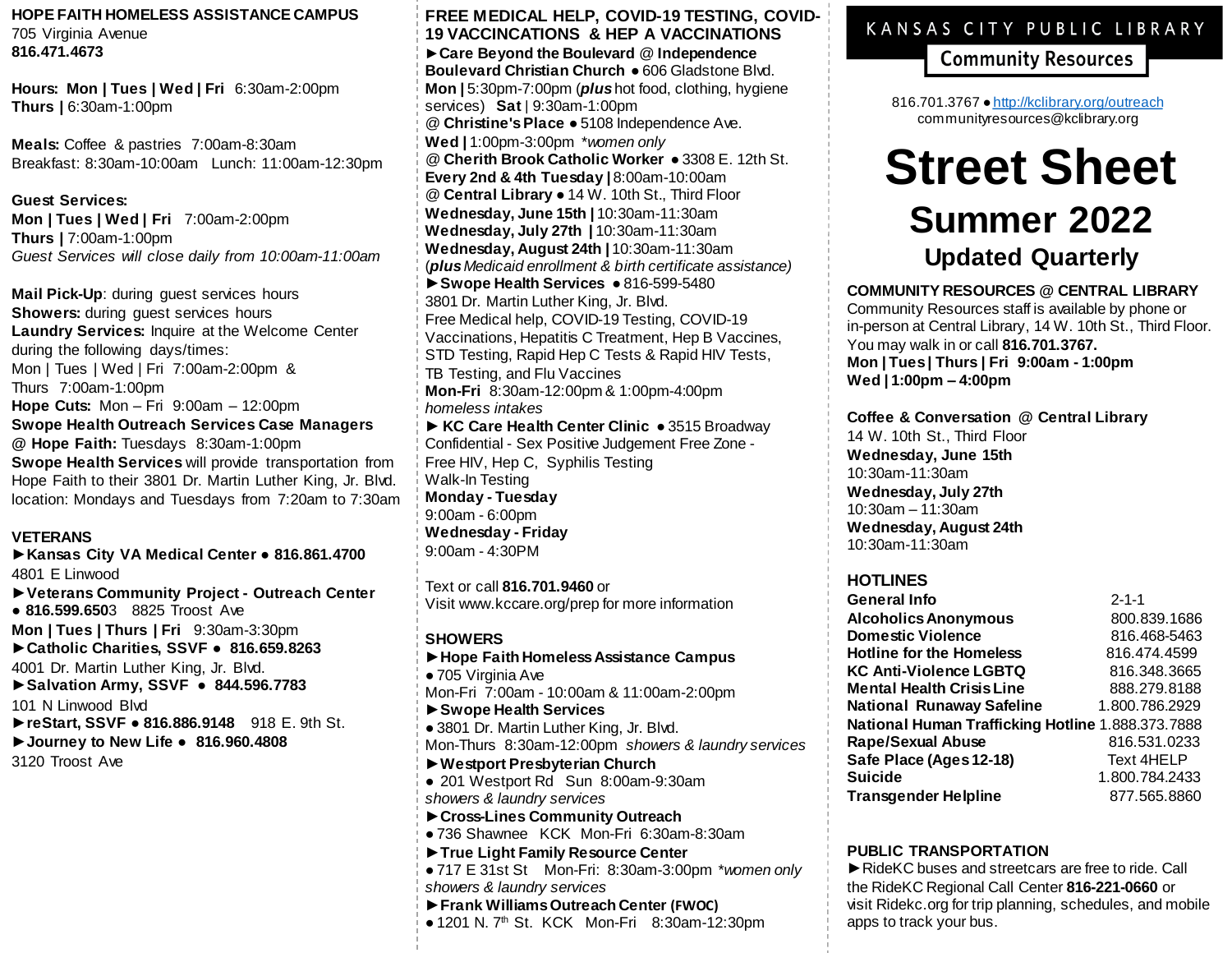**KANSAS CITY PUBLIC LIBRARY**

**Community Resources**

816.701.3767 ● http://kclibrary.org/outreach
communityresources@kclibrary.org

# Street Sheet

## Summer 2022

### Updated Quarterly

**HOPE FAITH HOMELESS ASSISTANCE CAMPUS**
705 Virginia Avenue
**816.471.4673**

**Hours: Mon | Tues | Wed | Fri** 6:30am-2:00pm
**Thurs |** 6:30am-1:00pm

**Meals:** Coffee & pastries 7:00am-8:30am
Breakfast: 8:30am-10:00am Lunch: 11:00am-12:30pm

**Guest Services:**
**Mon | Tues | Wed | Fri** 7:00am-2:00pm
**Thurs |** 7:00am-1:00pm
*Guest Services will close daily from 10:00am-11:00am*

**Mail Pick-Up**: during guest services hours
**Showers:** during guest services hours
**Laundry Services:** Inquire at the Welcome Center during the following days/times:
Mon | Tues | Wed | Fri 7:00am-2:00pm &
Thurs 7:00am-1:00pm
**Hope Cuts:** Mon – Fri 9:00am – 12:00pm
**Swope Health Outreach Services Case Managers @ Hope Faith:** Tuesdays 8:30am-1:00pm
**Swope Health Services** will provide transportation from Hope Faith to their 3801 Dr. Martin Luther King, Jr. Blvd. location: Mondays and Tuesdays from 7:20am to 7:30am

**VETERANS**
►**Kansas City VA Medical Center ● 816.861.4700**
4801 E Linwood
►**Veterans Community Project - Outreach Center ● 816.599.650**3 8825 Troost Ave
**Mon | Tues | Thurs | Fri** 9:30am-3:30pm
►**Catholic Charities, SSVF ● 816.659.8263**
4001 Dr. Martin Luther King, Jr. Blvd.
►**Salvation Army, SSVF ● 844.596.7783**
101 N Linwood Blvd
►**reStart, SSVF ● 816.886.9148** 918 E. 9th St.
►**Journey to New Life ● 816.960.4808**
3120 Troost Ave

**FREE MEDICAL HELP, COVID-19 TESTING, COVID-19 VACCINATIONS & HEP A VACCINATIONS**
►**Care Beyond the Boulevard @ Independence Boulevard Christian Church** ● 606 Gladstone Blvd.
**Mon |** 5:30pm-7:00pm (***plus*** *hot food, clothing, hygiene services*) **Sat** | 9:30am-1:00pm
@ **Christine's Place** ● 5108 Independence Ave.
**Wed |** 1:00pm-3:00pm \**women only*
@ **Cherith Brook Catholic Worker** ● 3308 E. 12th St.
**Every 2nd & 4th Tuesday |** 8:00am-10:00am
@ **Central Library** ● 14 W. 10th St., Third Floor
**Wednesday, June 15th |** 10:30am-11:30am
**Wednesday, July 27th |** 10:30am-11:30am
**Wednesday, August 24th |** 10:30am-11:30am
(***plus*** *Medicaid enrollment & birth certificate assistance)*
►**Swope Health Services** ● 816-599-5480
3801 Dr. Martin Luther King, Jr. Blvd.
Free Medical help, COVID-19 Testing, COVID-19 Vaccinations, Hepatitis C Treatment, Hep B Vaccines, STD Testing, Rapid Hep C Tests & Rapid HIV Tests, TB Testing, and Flu Vaccines
**Mon-Fri** 8:30am-12:00pm & 1:00pm-4:00pm
*homeless intakes*
► **KC Care Health Center Clinic** ● 3515 Broadway
Confidential - Sex Positive Judgement Free Zone - Free HIV, Hep C, Syphilis Testing
Walk-In Testing
**Monday - Tuesday**
9:00am - 6:00pm
**Wednesday - Friday**
9:00am - 4:30PM

Text or call **816.701.9460** or
Visit www.kccare.org/prep for more information

**SHOWERS**
►**Hope Faith Homeless Assistance Campus**
● 705 Virginia Ave
Mon-Fri 7:00am - 10:00am & 11:00am-2:00pm
►**Swope Health Services**
● 3801 Dr. Martin Luther King, Jr. Blvd.
Mon-Thurs 8:30am-12:00pm *showers & laundry services*
►**Westport Presbyterian Church**
● 201 Westport Rd Sun 8:00am-9:30am
*showers & laundry services*
►**Cross-Lines Community Outreach**
● 736 Shawnee KCK Mon-Fri 6:30am-8:30am
►**True Light Family Resource Center**
● 717 E 31st St Mon-Fri: 8:30am-3:00pm \**women only*
*showers & laundry services*
►**Frank Williams Outreach Center (FWOC)**
● 1201 N. 7th St. KCK Mon-Fri 8:30am-12:30pm

**COMMUNITY RESOURCES @ CENTRAL LIBRARY**
Community Resources staff is available by phone or in-person at Central Library, 14 W. 10th St., Third Floor. You may walk in or call **816.701.3767.**
**Mon | Tues | Thurs | Fri 9:00am - 1:00pm**
**Wed | 1:00pm – 4:00pm**

**Coffee & Conversation @ Central Library**
14 W. 10th St., Third Floor
**Wednesday, June 15th**
10:30am-11:30am
**Wednesday, July 27th**
10:30am – 11:30am
**Wednesday, August 24th**
10:30am-11:30am

**HOTLINES**

| | |
|---|---|
| **General Info** | 2-1-1 |
| **Alcoholics Anonymous** | 800.839.1686 |
| **Domestic Violence** | 816.468-5463 |
| **Hotline for the Homeless** | 816.474.4599 |
| **KC Anti-Violence LGBTQ** | 816.348.3665 |
| **Mental Health Crisis Line** | 888.279.8188 |
| **National Runaway Safeline** | 1.800.786.2929 |
| **National Human Trafficking Hotline** | 1.888.373.7888 |
| **Rape/Sexual Abuse** | 816.531.0233 |
| **Safe Place (Ages 12-18)** | Text 4HELP |
| **Suicide** | 1.800.784.2433 |
| **Transgender Helpline** | 877.565.8860 |

**PUBLIC TRANSPORTATION**
►RideKC buses and streetcars are free to ride. Call the RideKC Regional Call Center **816-221-0660** or visit Ridekc.org for trip planning, schedules, and mobile apps to track your bus.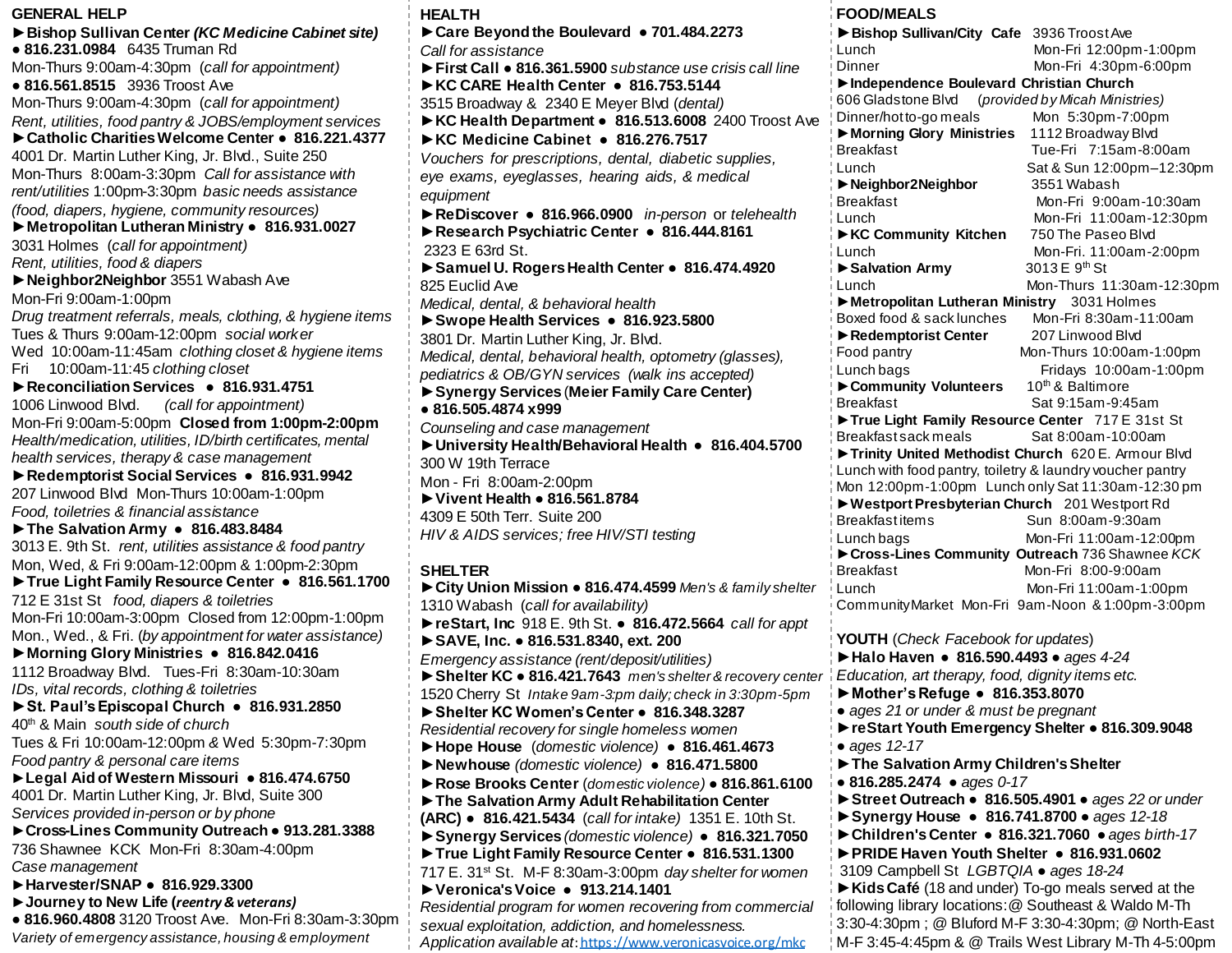## GENERAL HELP

►**Bishop Sullivan Center** ***(KC Medicine Cabinet site)***
● **816.231.0984** 6435 Truman Rd
Mon-Thurs 9:00am-4:30pm (*call for appointment*)
● **816.561.8515** 3936 Troost Ave
Mon-Thurs 9:00am-4:30pm (*call for appointment*)
*Rent, utilities, food pantry & JOBS/employment services*

►**Catholic Charities Welcome Center ● 816.221.4377**
4001 Dr. Martin Luther King, Jr. Blvd., Suite 250
Mon-Thurs 8:00am-3:30pm *Call for assistance with rent/utilities* 1:00pm-3:30pm *basic needs assistance (food, diapers, hygiene, community resources)*

►**Metropolitan Lutheran Ministry ● 816.931.0027**
3031 Holmes (*call for appointment*)
*Rent, utilities, food & diapers*

►**Neighbor2Neighbor** 3551 Wabash Ave
Mon-Fri 9:00am-1:00pm
*Drug treatment referrals, meals, clothing, & hygiene items*
Tues & Thurs 9:00am-12:00pm *social worker*
Wed 10:00am-11:45am *clothing closet & hygiene items*
Fri 10:00am-11:45 *clothing closet*

►**Reconciliation Services ● 816.931.4751**
1006 Linwood Blvd. (*call for appointment*)
Mon-Fri 9:00am-5:00pm **Closed from 1:00pm-2:00pm**
*Health/medication, utilities, ID/birth certificates, mental health services, therapy & case management*

►**Redemptorist Social Services ● 816.931.9942**
207 Linwood Blvd Mon-Thurs 10:00am-1:00pm
*Food, toiletries & financial assistance*

►**The Salvation Army ● 816.483.8484**
3013 E. 9th St. *rent, utilities assistance & food pantry*
Mon, Wed, & Fri 9:00am-12:00pm & 1:00pm-2:30pm

►**True Light Family Resource Center ● 816.561.1700**
712 E 31st St *food, diapers & toiletries*
Mon-Fri 10:00am-3:00pm Closed from 12:00pm-1:00pm
Mon., Wed., & Fri. (*by appointment for water assistance)*

►**Morning Glory Ministries ● 816.842.0416**
1112 Broadway Blvd. Tues-Fri 8:30am-10:30am
*IDs, vital records, clothing & toiletries*

►**St. Paul's Episcopal Church ● 816.931.2850**
40th & Main *south side of church*
Tues & Fri 10:00am-12:00pm & Wed 5:30pm-7:30pm
*Food pantry & personal care items*

►**Legal Aid of Western Missouri ● 816.474.6750**
4001 Dr. Martin Luther King, Jr. Blvd, Suite 300
*Services provided in-person or by phone*

►**Cross-Lines Community Outreach ● 913.281.3388**
736 Shawnee KCK Mon-Fri 8:30am-4:00pm
*Case management*

►**Harvester/SNAP ● 816.929.3300**

►**Journey to New Life (*reentry & veterans*)**
● **816.960.4808** 3120 Troost Ave. Mon-Fri 8:30am-3:30pm
*Variety of emergency assistance, housing & employment*

## HEALTH

►**Care Beyond the Boulevard ● 701.484.2273**
*Call for assistance*

►**First Call ● 816.361.5900** *substance use crisis call line*

►**KC CARE Health Center ● 816.753.5144**
3515 Broadway & 2340 E Meyer Blvd (*dental)*

►**KC Health Department ● 816.513.6008** 2400 Troost Ave

►**KC Medicine Cabinet ● 816.276.7517**
*Vouchers for prescriptions, dental, diabetic supplies, eye exams, eyeglasses, hearing aids, & medical equipment*

►**ReDiscover ● 816.966.0900** *in-person* or *telehealth*

►**Research Psychiatric Center ● 816.444.8161**
2323 E 63rd St.

►**Samuel U. Rogers Health Center ● 816.474.4920**
825 Euclid Ave
*Medical, dental, & behavioral health*

►**Swope Health Services ● 816.923.5800**
3801 Dr. Martin Luther King, Jr. Blvd.
*Medical, dental, behavioral health, optometry (glasses), pediatrics & OB/GYN services (walk ins accepted)*

►**Synergy Services (Meier Family Care Center)**
● **816.505.4874 x999**
*Counseling and case management*

►**University Health/Behavioral Health ● 816.404.5700**
300 W 19th Terrace
Mon - Fri 8:00am-2:00pm

►**Vivent Health ● 816.561.8784**
4309 E 50th Terr. Suite 200
*HIV & AIDS services; free HIV/STI testing*

## SHELTER

►**City Union Mission ● 816.474.4599** *Men's & family shelter*
1310 Wabash (*call for availability)*

►**reStart, Inc** 918 E. 9th St. ● **816.472.5664** *call for appt*

►**SAVE, Inc. ● 816.531.8340, ext. 200**
*Emergency assistance (rent/deposit/utilities)*

►**Shelter KC ● 816.421.7643** *men's shelter & recovery center*
1520 Cherry St *Intake 9am-3pm daily; check in 3:30pm-5pm*

►**Shelter KC Women's Center ● 816.348.3287**
*Residential recovery for single homeless women*

►**Hope House** (*domestic violence)* ● **816.461.4673**

►**Newhouse** *(domestic violence)* ● **816.471.5800**

►**Rose Brooks Center** (*domestic violence)* ● **816.861.6100**

►**The Salvation Army Adult Rehabilitation Center (ARC) ● 816.421.5434** (*call for intake)* 1351 E. 10th St.

►**Synergy Services** *(domestic violence)* ● **816.321.7050**

►**True Light Family Resource Center ● 816.531.1300**
717 E. 31st St. M-F 8:30am-3:00pm *day shelter for women*

►**Veronica's Voice ● 913.214.1401**
*Residential program for women recovering from commercial sexual exploitation, addiction, and homelessness.*
*Application available at:* https://www.veronicasvoice.org/mkc

## FOOD/MEALS

►**Bishop Sullivan/City Cafe** 3936 Troost Ave
Lunch Mon-Fri 12:00pm-1:00pm
Dinner Mon-Fri 4:30pm-6:00pm

►**Independence Boulevard Christian Church**
606 Gladstone Blvd (*provided by Micah Ministries)*
Dinner/hot to-go meals Mon 5:30pm-7:00pm

►**Morning Glory Ministries** 1112 Broadway Blvd
Breakfast Tue-Fri 7:15am-8:00am
Lunch Sat & Sun 12:00pm–12:30pm

►**Neighbor2Neighbor** 3551 Wabash
Breakfast Mon-Fri 9:00am-10:30am
Lunch Mon-Fri 11:00am-12:30pm

►**KC Community Kitchen** 750 The Paseo Blvd
Lunch Mon-Fri. 11:00am-2:00pm

►**Salvation Army** 3013 E 9th St
Lunch Mon-Thurs 11:30am-12:30pm

►**Metropolitan Lutheran Ministry** 3031 Holmes
Boxed food & sack lunches Mon-Fri 8:30am-11:00am

►**Redemptorist Center** 207 Linwood Blvd
Food pantry Mon-Thurs 10:00am-1:00pm
Lunch bags Fridays 10:00am-1:00pm

►**Community Volunteers** 10th & Baltimore
Breakfast Sat 9:15am-9:45am

►**True Light Family Resource Center** 717 E 31st St
Breakfast sack meals Sat 8:00am-10:00am

►**Trinity United Methodist Church** 620 E. Armour Blvd
Lunch with food pantry, toiletry & laundry voucher pantry
Mon 12:00pm-1:00pm Lunch only Sat 11:30am-12:30 pm

►**Westport Presbyterian Church** 201 Westport Rd
Breakfast items Sun 8:00am-9:30am
Lunch bags Mon-Fri 11:00am-12:00pm

►**Cross-Lines Community Outreach** 736 Shawnee *KCK*
Breakfast Mon-Fri 8:00-9:00am
Lunch Mon-Fri 11:00am-1:00pm
Community Market Mon-Fri 9am-Noon & 1:00pm-3:00pm

## YOUTH (*Check Facebook for updates*)

►**Halo Haven ● 816.590.4493** ● *ages 4-24*
*Education, art therapy, food, dignity items etc.*

►**Mother's Refuge ● 816.353.8070**
● *ages 21 or under & must be pregnant*

►**reStart Youth Emergency Shelter ● 816.309.9048**
● *ages 12-17*

►**The Salvation Army Children's Shelter**
● **816.285.2474** ● *ages 0-17*

►**Street Outreach ● 816.505.4901** ● *ages 22 or under*

►**Synergy House ● 816.741.8700** ● *ages 12-18*

►**Children's Center ● 816.321.7060** ● *ages birth-17*

►**PRIDE Haven Youth Shelter ● 816.931.0602**
3109 Campbell St *LGBTQIA* ● *ages 18-24*

►**Kids Café** (18 and under) To-go meals served at the following library locations: @ Southeast & Waldo M-Th 3:30-4:30pm ; @ Bluford M-F 3:30-4:30pm; @ North-East M-F 3:45-4:45pm & @ Trails West Library M-Th 4-5:00pm